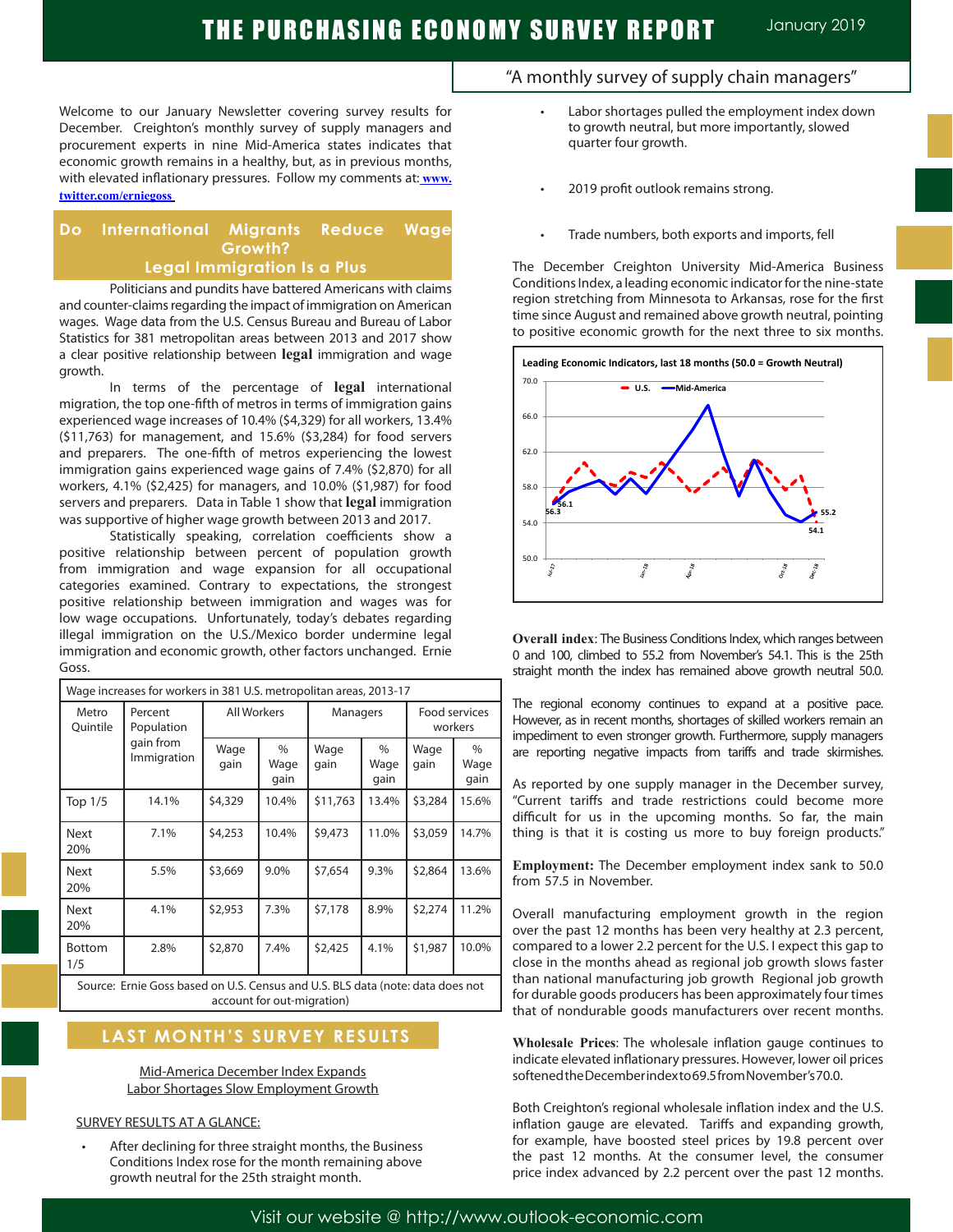# THE PURCHASING ECONOMY SURVEY REPORT

January 2019

"A monthly survey of supply chain managers"

Welcome to our January Newsletter covering survey results for December. Creighton's monthly survey of supply managers and procurement experts in nine Mid-America states indicates that economic growth remains in a healthy, but, as in previous months, with elevated inflationary pressures. Follow my comments at: www.twitter.com/erniegoss

## Do International Migrants Reduce Wage Growth? Legal Immigration Is a Plus

Politicians and pundits have battered Americans with claims and counter-claims regarding the impact of immigration on American wages. Wage data from the U.S. Census Bureau and Bureau of Labor Statistics for 381 metropolitan areas between 2013 and 2017 show a clear positive relationship between **legal** immigration and wage growth.

In terms of the percentage of **legal** international migration, the top one-fifth of metros in terms of immigration gains experienced wage increases of 10.4% ($4,329) for all workers, 13.4% ($11,763) for management, and 15.6% ($3,284) for food servers and preparers. The one-fifth of metros experiencing the lowest immigration gains experienced wage gains of 7.4% ($2,870) for all workers, 4.1% ($2,425) for managers, and 10.0% ($1,987) for food servers and preparers. Data in Table 1 show that **legal** immigration was supportive of higher wage growth between 2013 and 2017.

Statistically speaking, correlation coefficients show a positive relationship between percent of population growth from immigration and wage expansion for all occupational categories examined. Contrary to expectations, the strongest positive relationship between immigration and wages was for low wage occupations. Unfortunately, today's debates regarding illegal immigration on the U.S./Mexico border undermine legal immigration and economic growth, other factors unchanged. Ernie Goss.

Wage increases for workers in 381 U.S. metropolitan areas, 2013-17

| Metro Quintile | Percent Population gain from Immigration | All Workers | | Managers | | Food services workers | |
|---|---|---|---|---|---|---|---|
| | | Wage gain | % Wage gain | Wage gain | % Wage gain | Wage gain | % Wage gain |
| Top 1/5 | 14.1% | $4,329 | 10.4% | $11,763 | 13.4% | $3,284 | 15.6% |
| Next 20% | 7.1% | $4,253 | 10.4% | $9,473 | 11.0% | $3,059 | 14.7% |
| Next 20% | 5.5% | $3,669 | 9.0% | $7,654 | 9.3% | $2,864 | 13.6% |
| Next 20% | 4.1% | $2,953 | 7.3% | $7,178 | 8.9% | $2,274 | 11.2% |
| Bottom 1/5 | 2.8% | $2,870 | 7.4% | $2,425 | 4.1% | $1,987 | 10.0% |

Source: Ernie Goss based on U.S. Census and U.S. BLS data (note: data does not account for out-migration)

## LAST MONTH'S SURVEY RESULTS

Mid-America December Index Expands
Labor Shortages Slow Employment Growth

SURVEY RESULTS AT A GLANCE:

- After declining for three straight months, the Business Conditions Index rose for the month remaining above growth neutral for the 25th straight month.
- Labor shortages pulled the employment index down to growth neutral, but more importantly, slowed quarter four growth.
- 2019 profit outlook remains strong.
- Trade numbers, both exports and imports, fell

The December Creighton University Mid-America Business Conditions Index, a leading economic indicator for the nine-state region stretching from Minnesota to Arkansas, rose for the first time since August and remained above growth neutral, pointing to positive economic growth for the next three to six months.

Leading Economic Indicators, last 18 months (50.0 = Growth Neutral)

**Overall index**: The Business Conditions Index, which ranges between 0 and 100, climbed to 55.2 from November's 54.1. This is the 25th straight month the index has remained above growth neutral 50.0.

The regional economy continues to expand at a positive pace. However, as in recent months, shortages of skilled workers remain an impediment to even stronger growth. Furthermore, supply managers are reporting negative impacts from tariffs and trade skirmishes.

As reported by one supply manager in the December survey, "Current tariffs and trade restrictions could become more difficult for us in the upcoming months. So far, the main thing is that it is costing us more to buy foreign products."

**Employment:** The December employment index sank to 50.0 from 57.5 in November.

Overall manufacturing employment growth in the region over the past 12 months has been very healthy at 2.3 percent, compared to a lower 2.2 percent for the U.S. I expect this gap to close in the months ahead as regional job growth slows faster than national manufacturing job growth Regional job growth for durable goods producers has been approximately four times that of nondurable goods manufacturers over recent months.

**Wholesale Prices**: The wholesale inflation gauge continues to indicate elevated inflationary pressures. However, lower oil prices softened the December index to 69.5 from November's 70.0.

Both Creighton's regional wholesale inflation index and the U.S. inflation gauge are elevated. Tariffs and expanding growth, for example, have boosted steel prices by 19.8 percent over the past 12 months. At the consumer level, the consumer price index advanced by 2.2 percent over the past 12 months.

Visit our website @ http://www.outlook-economic.com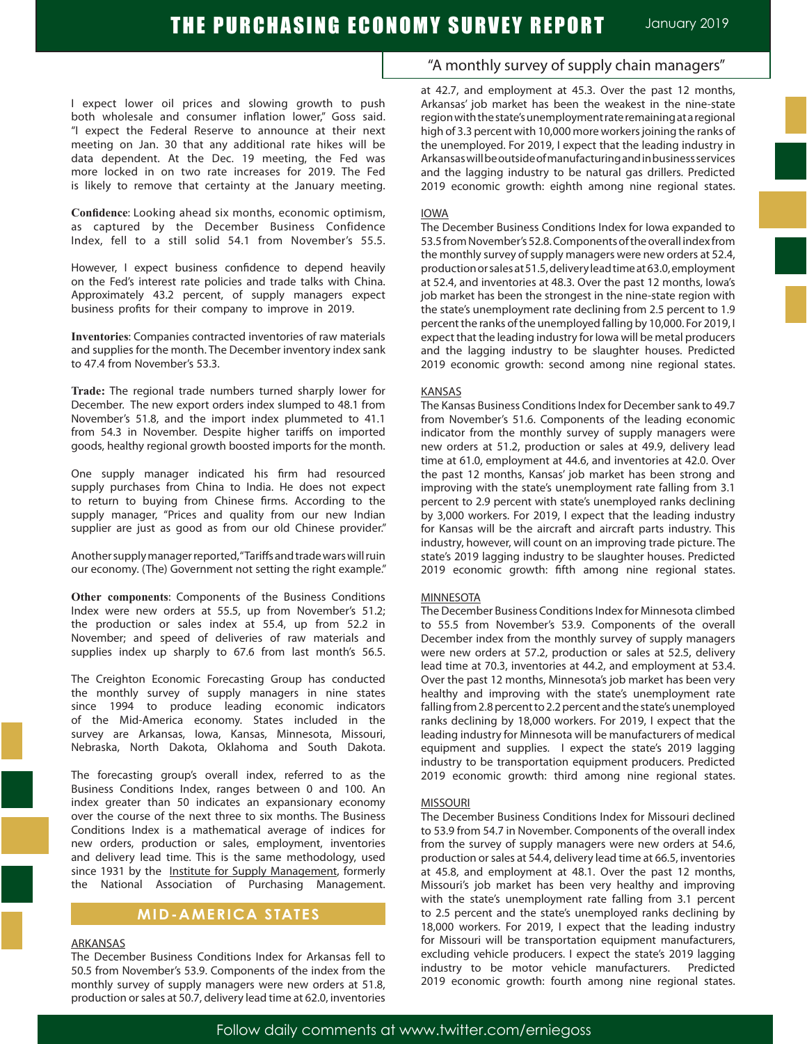I expect lower oil prices and slowing growth to push both wholesale and consumer inflation lower," Goss said. "I expect the Federal Reserve to announce at their next meeting on Jan. 30 that any additional rate hikes will be data dependent. At the Dec. 19 meeting, the Fed was more locked in on two rate increases for 2019. The Fed is likely to remove that certainty at the January meeting.

**Confidence**: Looking ahead six months, economic optimism, as captured by the December Business Confidence Index, fell to a still solid 54.1 from November's 55.5.

However, I expect business confidence to depend heavily on the Fed's interest rate policies and trade talks with China. Approximately 43.2 percent, of supply managers expect business profits for their company to improve in 2019.

**Inventories**: Companies contracted inventories of raw materials and supplies for the month. The December inventory index sank to 47.4 from November's 53.3.

**Trade:** The regional trade numbers turned sharply lower for December. The new export orders index slumped to 48.1 from November's 51.8, and the import index plummeted to 41.1 from 54.3 in November. Despite higher tariffs on imported goods, healthy regional growth boosted imports for the month.

One supply manager indicated his firm had resourced supply purchases from China to India. He does not expect to return to buying from Chinese firms. According to the supply manager, "Prices and quality from our new Indian supplier are just as good as from our old Chinese provider."

Another supply manager reported, "Tariffs and trade wars will ruin our economy. (The) Government not setting the right example."

**Other components**: Components of the Business Conditions Index were new orders at 55.5, up from November's 51.2; the production or sales index at 55.4, up from 52.2 in November; and speed of deliveries of raw materials and supplies index up sharply to 67.6 from last month's 56.5.

The Creighton Economic Forecasting Group has conducted the monthly survey of supply managers in nine states since 1994 to produce leading economic indicators of the Mid-America economy. States included in the survey are Arkansas, Iowa, Kansas, Minnesota, Missouri, Nebraska, North Dakota, Oklahoma and South Dakota.

The forecasting group's overall index, referred to as the Business Conditions Index, ranges between 0 and 100. An index greater than 50 indicates an expansionary economy over the course of the next three to six months. The Business Conditions Index is a mathematical average of indices for new orders, production or sales, employment, inventories and delivery lead time. This is the same methodology, used since 1931 by the Institute for Supply Management, formerly the National Association of Purchasing Management.

## MID-AMERICA STATES

### ARKANSAS

The December Business Conditions Index for Arkansas fell to 50.5 from November's 53.9. Components of the index from the monthly survey of supply managers were new orders at 51.8, production or sales at 50.7, delivery lead time at 62.0, inventories at 42.7, and employment at 45.3. Over the past 12 months, Arkansas' job market has been the weakest in the nine-state region with the state's unemployment rate remaining at a regional high of 3.3 percent with 10,000 more workers joining the ranks of the unemployed. For 2019, I expect that the leading industry in Arkansas will be outside of manufacturing and in business services and the lagging industry to be natural gas drillers. Predicted 2019 economic growth: eighth among nine regional states.

### IOWA

The December Business Conditions Index for Iowa expanded to 53.5 from November's 52.8. Components of the overall index from the monthly survey of supply managers were new orders at 52.4, production or sales at 51.5, delivery lead time at 63.0, employment at 52.4, and inventories at 48.3. Over the past 12 months, Iowa's job market has been the strongest in the nine-state region with the state's unemployment rate declining from 2.5 percent to 1.9 percent the ranks of the unemployed falling by 10,000. For 2019, I expect that the leading industry for Iowa will be metal producers and the lagging industry to be slaughter houses. Predicted 2019 economic growth: second among nine regional states.

### KANSAS

The Kansas Business Conditions Index for December sank to 49.7 from November's 51.6. Components of the leading economic indicator from the monthly survey of supply managers were new orders at 51.2, production or sales at 49.9, delivery lead time at 61.0, employment at 44.6, and inventories at 42.0. Over the past 12 months, Kansas' job market has been strong and improving with the state's unemployment rate falling from 3.1 percent to 2.9 percent with state's unemployed ranks declining by 3,000 workers. For 2019, I expect that the leading industry for Kansas will be the aircraft and aircraft parts industry. This industry, however, will count on an improving trade picture. The state's 2019 lagging industry to be slaughter houses. Predicted 2019 economic growth: fifth among nine regional states.

### MINNESOTA

The December Business Conditions Index for Minnesota climbed to 55.5 from November's 53.9. Components of the overall December index from the monthly survey of supply managers were new orders at 57.2, production or sales at 52.5, delivery lead time at 70.3, inventories at 44.2, and employment at 53.4. Over the past 12 months, Minnesota's job market has been very healthy and improving with the state's unemployment rate falling from 2.8 percent to 2.2 percent and the state's unemployed ranks declining by 18,000 workers. For 2019, I expect that the leading industry for Minnesota will be manufacturers of medical equipment and supplies. I expect the state's 2019 lagging industry to be transportation equipment producers. Predicted 2019 economic growth: third among nine regional states.

### MISSOURI

The December Business Conditions Index for Missouri declined to 53.9 from 54.7 in November. Components of the overall index from the survey of supply managers were new orders at 54.6, production or sales at 54.4, delivery lead time at 66.5, inventories at 45.8, and employment at 48.1. Over the past 12 months, Missouri's job market has been very healthy and improving with the state's unemployment rate falling from 3.1 percent to 2.5 percent and the state's unemployed ranks declining by 18,000 workers. For 2019, I expect that the leading industry for Missouri will be transportation equipment manufacturers, excluding vehicle producers. I expect the state's 2019 lagging industry to be motor vehicle manufacturers. Predicted 2019 economic growth: fourth among nine regional states.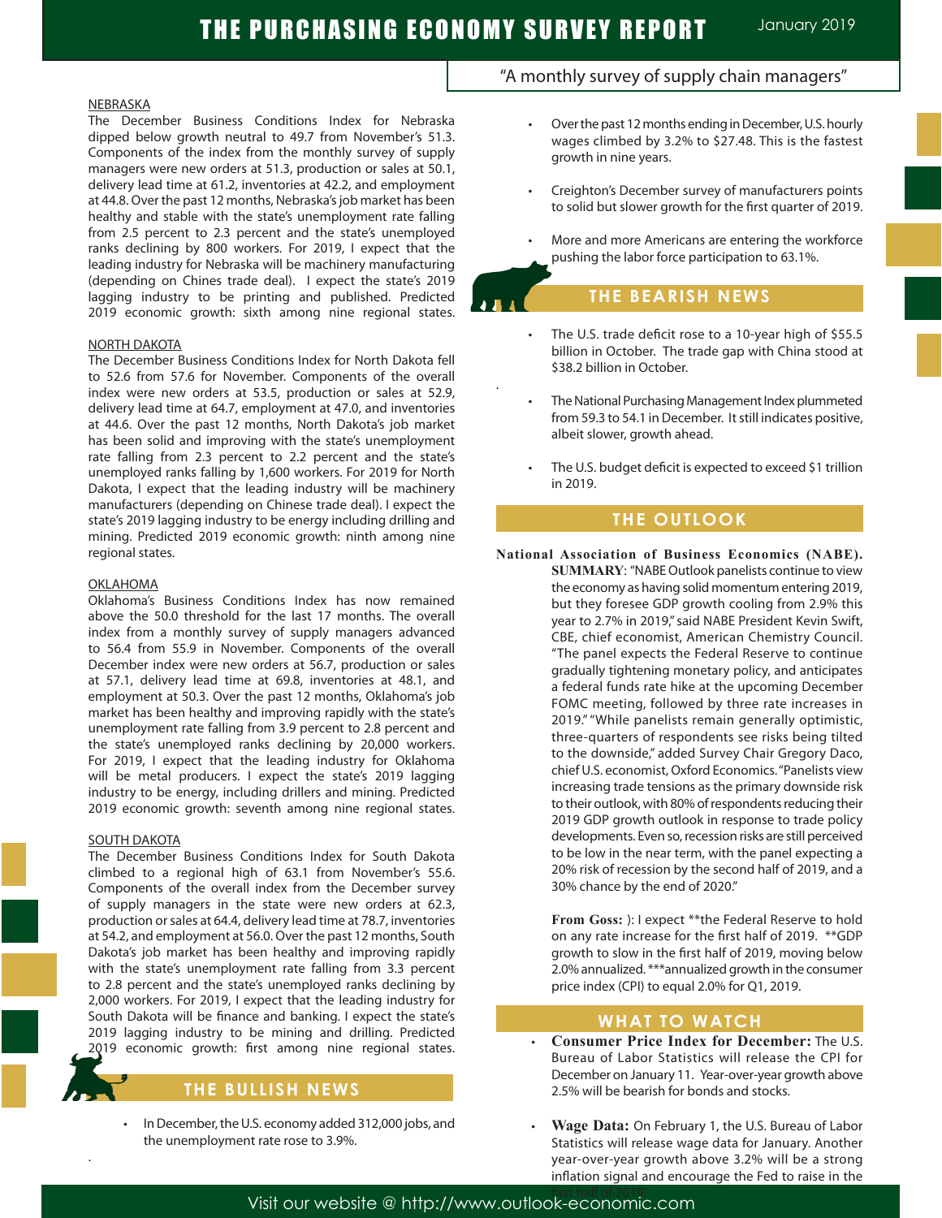## NEBRASKA

The December Business Conditions Index for Nebraska dipped below growth neutral to 49.7 from November's 51.3. Components of the index from the monthly survey of supply managers were new orders at 51.3, production or sales at 50.1, delivery lead time at 61.2, inventories at 42.2, and employment at 44.8. Over the past 12 months, Nebraska's job market has been healthy and stable with the state's unemployment rate falling from 2.5 percent to 2.3 percent and the state's unemployed ranks declining by 800 workers. For 2019, I expect that the leading industry for Nebraska will be machinery manufacturing (depending on Chines trade deal). I expect the state's 2019 lagging industry to be printing and published. Predicted 2019 economic growth: sixth among nine regional states.

## NORTH DAKOTA

The December Business Conditions Index for North Dakota fell to 52.6 from 57.6 for November. Components of the overall index were new orders at 53.5, production or sales at 52.9, delivery lead time at 64.7, employment at 47.0, and inventories at 44.6. Over the past 12 months, North Dakota's job market has been solid and improving with the state's unemployment rate falling from 2.3 percent to 2.2 percent and the state's unemployed ranks falling by 1,600 workers. For 2019 for North Dakota, I expect that the leading industry will be machinery manufacturers (depending on Chinese trade deal). I expect the state's 2019 lagging industry to be energy including drilling and mining. Predicted 2019 economic growth: ninth among nine regional states.

## OKLAHOMA

Oklahoma's Business Conditions Index has now remained above the 50.0 threshold for the last 17 months. The overall index from a monthly survey of supply managers advanced to 56.4 from 55.9 in November. Components of the overall December index were new orders at 56.7, production or sales at 57.1, delivery lead time at 69.8, inventories at 48.1, and employment at 50.3. Over the past 12 months, Oklahoma's job market has been healthy and improving rapidly with the state's unemployment rate falling from 3.9 percent to 2.8 percent and the state's unemployed ranks declining by 20,000 workers. For 2019, I expect that the leading industry for Oklahoma will be metal producers. I expect the state's 2019 lagging industry to be energy, including drillers and mining. Predicted 2019 economic growth: seventh among nine regional states.

## SOUTH DAKOTA

The December Business Conditions Index for South Dakota climbed to a regional high of 63.1 from November's 55.6. Components of the overall index from the December survey of supply managers in the state were new orders at 62.3, production or sales at 64.4, delivery lead time at 78.7, inventories at 54.2, and employment at 56.0. Over the past 12 months, South Dakota's job market has been healthy and improving rapidly with the state's unemployment rate falling from 3.3 percent to 2.8 percent and the state's unemployed ranks declining by 2,000 workers. For 2019, I expect that the leading industry for South Dakota will be finance and banking. I expect the state's 2019 lagging industry to be mining and drilling. Predicted 2019 economic growth: first among nine regional states.

## THE BULLISH NEWS

- In December, the U.S. economy added 312,000 jobs, and the unemployment rate rose to 3.9%.
- Over the past 12 months ending in December, U.S. hourly wages climbed by 3.2% to $27.48. This is the fastest growth in nine years.
- Creighton's December survey of manufacturers points to solid but slower growth for the first quarter of 2019.
- More and more Americans are entering the workforce pushing the labor force participation to 63.1%.

## THE BEARISH NEWS

- The U.S. trade deficit rose to a 10-year high of $55.5 billion in October. The trade gap with China stood at $38.2 billion in October.
- The National Purchasing Management Index plummeted from 59.3 to 54.1 in December. It still indicates positive, albeit slower, growth ahead.
- The U.S. budget deficit is expected to exceed $1 trillion in 2019.

## THE OUTLOOK

**National Association of Business Economics (NABE). SUMMARY**: "NABE Outlook panelists continue to view the economy as having solid momentum entering 2019, but they foresee GDP growth cooling from 2.9% this year to 2.7% in 2019," said NABE President Kevin Swift, CBE, chief economist, American Chemistry Council. "The panel expects the Federal Reserve to continue gradually tightening monetary policy, and anticipates a federal funds rate hike at the upcoming December FOMC meeting, followed by three rate increases in 2019." "While panelists remain generally optimistic, three-quarters of respondents see risks being tilted to the downside," added Survey Chair Gregory Daco, chief U.S. economist, Oxford Economics. "Panelists view increasing trade tensions as the primary downside risk to their outlook, with 80% of respondents reducing their 2019 GDP growth outlook in response to trade policy developments. Even so, recession risks are still perceived to be low in the near term, with the panel expecting a 20% risk of recession by the second half of 2019, and a 30% chance by the end of 2020."

**From Goss:** ): I expect **the Federal Reserve to hold on any rate increase for the first half of 2019. **GDP growth to slow in the first half of 2019, moving below 2.0% annualized. ***annualized growth in the consumer price index (CPI) to equal 2.0% for Q1, 2019.

## WHAT TO WATCH

- **Consumer Price Index for December:** The U.S. Bureau of Labor Statistics will release the CPI for December on January 11. Year-over-year growth above 2.5% will be bearish for bonds and stocks.
- **Wage Data:** On February 1, the U.S. Bureau of Labor Statistics will release wage data for January. Another year-over-year growth above 3.2% will be a strong inflation signal and encourage the Fed to raise in the first half of 2019.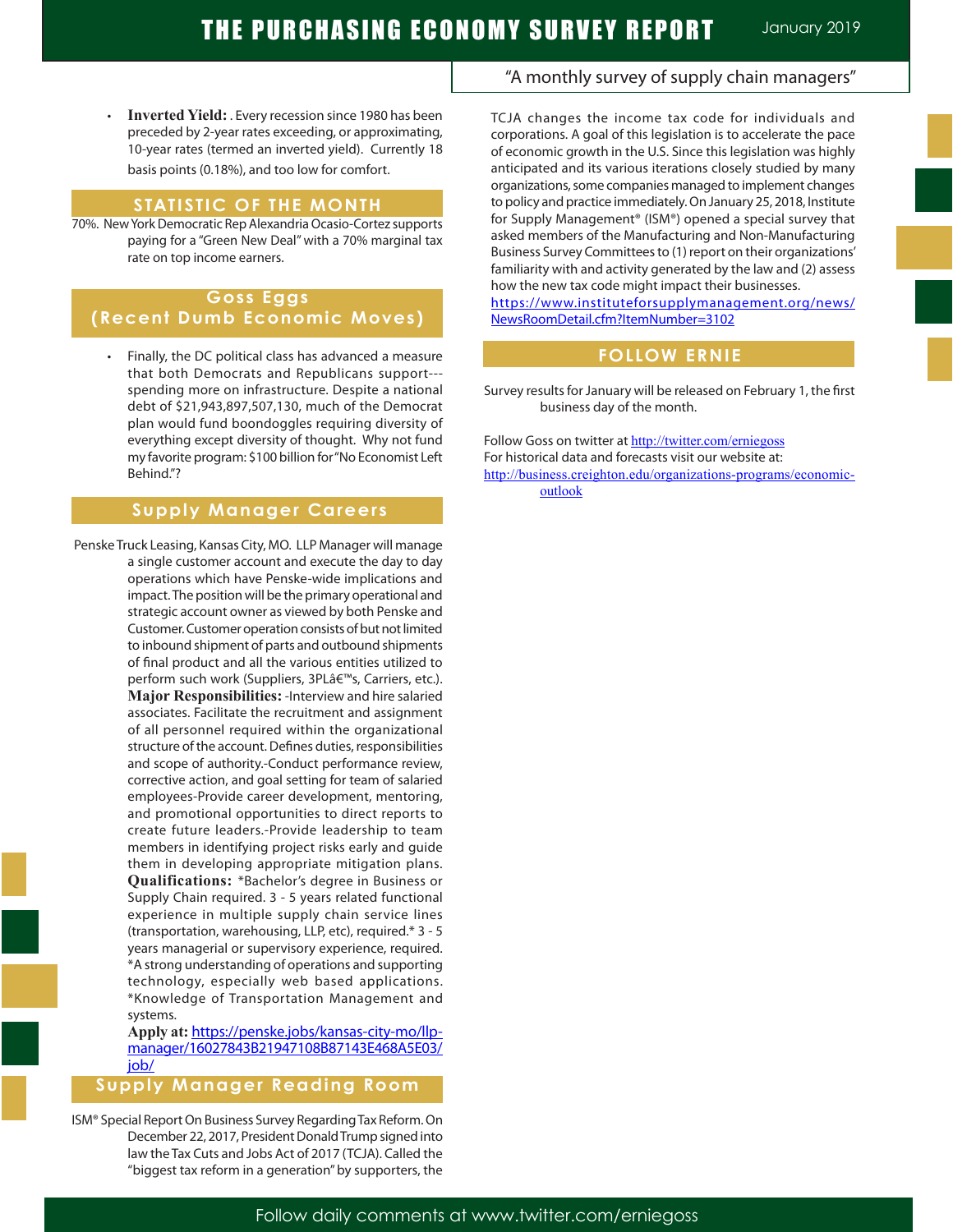- **Inverted Yield:** . Every recession since 1980 has been preceded by 2-year rates exceeding, or approximating, 10-year rates (termed an inverted yield). Currently 18 basis points (0.18%), and too low for comfort.

## STATISTIC OF THE MONTH

70%. New York Democratic Rep Alexandria Ocasio-Cortez supports paying for a "Green New Deal" with a 70% marginal tax rate on top income earners.

## Goss Eggs (Recent Dumb Economic Moves)

- Finally, the DC political class has advanced a measure that both Democrats and Republicans support---spending more on infrastructure. Despite a national debt of $21,943,897,507,130, much of the Democrat plan would fund boondoggles requiring diversity of everything except diversity of thought. Why not fund my favorite program: $100 billion for "No Economist Left Behind."?

## Supply Manager Careers

Penske Truck Leasing, Kansas City, MO. LLP Manager will manage a single customer account and execute the day to day operations which have Penske-wide implications and impact. The position will be the primary operational and strategic account owner as viewed by both Penske and Customer. Customer operation consists of but not limited to inbound shipment of parts and outbound shipments of final product and all the various entities utilized to perform such work (Suppliers, 3PLâ€™s, Carriers, etc.). **Major Responsibilities:** -Interview and hire salaried associates. Facilitate the recruitment and assignment of all personnel required within the organizational structure of the account. Defines duties, responsibilities and scope of authority.-Conduct performance review, corrective action, and goal setting for team of salaried employees-Provide career development, mentoring, and promotional opportunities to direct reports to create future leaders.-Provide leadership to team members in identifying project risks early and guide them in developing appropriate mitigation plans. **Qualifications:** *Bachelor's degree in Business or Supply Chain required. 3 - 5 years related functional experience in multiple supply chain service lines (transportation, warehousing, LLP, etc), required.* 3 - 5 years managerial or supervisory experience, required. *A strong understanding of operations and supporting technology, especially web based applications. *Knowledge of Transportation Management and systems.

**Apply at:** https://penske.jobs/kansas-city-mo/llp-manager/16027843B21947108B87143E468A5E03/job/

## Supply Manager Reading Room

ISM® Special Report On Business Survey Regarding Tax Reform. On December 22, 2017, President Donald Trump signed into law the Tax Cuts and Jobs Act of 2017 (TCJA). Called the "biggest tax reform in a generation" by supporters, the TCJA changes the income tax code for individuals and corporations. A goal of this legislation is to accelerate the pace of economic growth in the U.S. Since this legislation was highly anticipated and its various iterations closely studied by many organizations, some companies managed to implement changes to policy and practice immediately. On January 25, 2018, Institute for Supply Management® (ISM®) opened a special survey that asked members of the Manufacturing and Non-Manufacturing Business Survey Committees to (1) report on their organizations' familiarity with and activity generated by the law and (2) assess how the new tax code might impact their businesses. https://www.instituteforsupplymanagement.org/news/NewsRoomDetail.cfm?ItemNumber=3102

## FOLLOW ERNIE

Survey results for January will be released on February 1, the first business day of the month.

Follow Goss on twitter at http://twitter.com/erniegoss
For historical data and forecasts visit our website at:
http://business.creighton.edu/organizations-programs/economic-outlook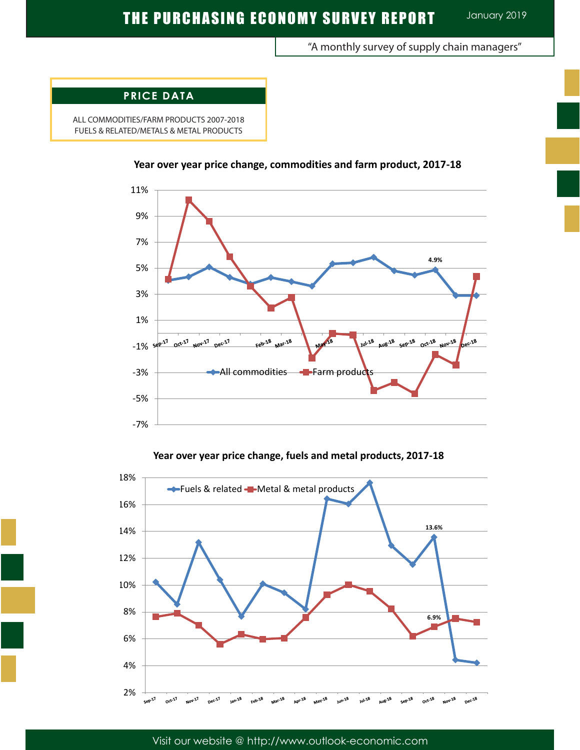# THE PURCHASING ECONOMY SURVEY REPORT

January 2019

"A monthly survey of supply chain managers"

## PRICE DATA

ALL COMMODITIES/FARM PRODUCTS 2007-2018
FUELS & RELATED/METALS & METAL PRODUCTS

**Year over year price change, commodities and farm product, 2017-18**

11%
9%
7%
5%
3%
1%
-1%
-3%
-5%
-7%

Sep-17 Oct-17 Nov-17 Dec-17 Feb-18 Mar-18 May-18 Jul-18 Aug-18 Sep-18 Oct-18 Nov-18 Dec-18

4.9%

All commodities
Farm products

**Year over year price change, fuels and metal products, 2017-18**

18%
16%
14%
12%
10%
8%
6%
4%
2%

Sep-17 Oct-17 Nov-17 Dec-17 Jan-18 Feb-18 Mar-18 Apr-18 May-18 Jun-18 Jul-18 Aug-18 Sep-18 Oct-18 Nov-18 Dec-18

13.6%
6.9%

Fuels & related
Metal & metal products

Visit our website @ http://www.outlook-economic.com